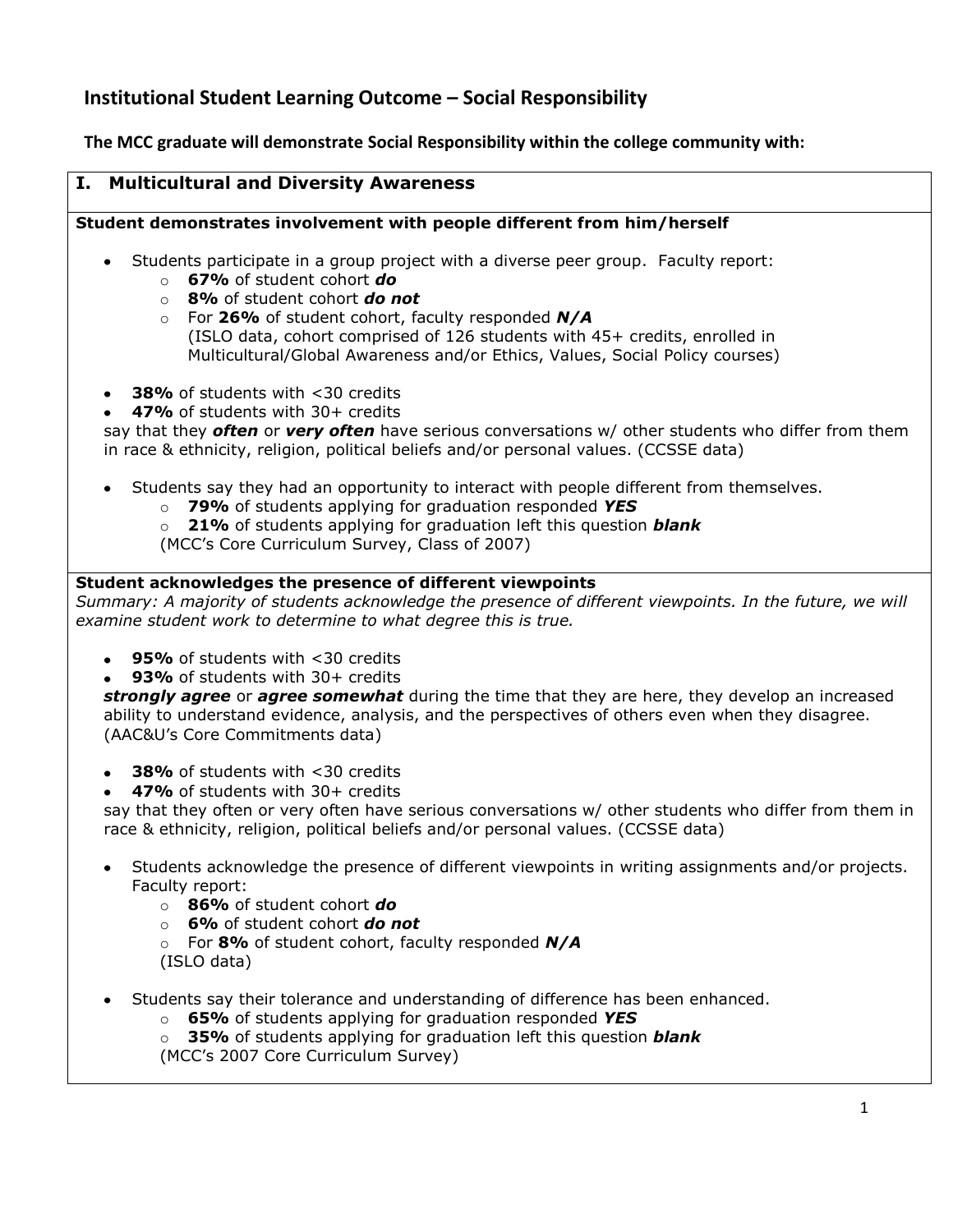# Institutional Student Learning Outcome – Social Responsibility

**The MCC graduate will demonstrate Social Responsibility within the college community with:**

## I. Multicultural and Diversity Awareness

### Student demonstrates involvement with people different from him/herself

- Students participate in a group project with a diverse peer group. Faculty report:
  - **67%** of student cohort ***do***
  - **8%** of student cohort ***do not***
  - For **26%** of student cohort, faculty responded ***N/A***

  (ISLO data, cohort comprised of 126 students with 45+ credits, enrolled in Multicultural/Global Awareness and/or Ethics, Values, Social Policy courses)

- **38%** of students with <30 credits
- **47%** of students with 30+ credits

say that they ***often*** or ***very often*** have serious conversations w/ other students who differ from them in race & ethnicity, religion, political beliefs and/or personal values. (CCSSE data)

- Students say they had an opportunity to interact with people different from themselves.
  - **79%** of students applying for graduation responded ***YES***
  - **21%** of students applying for graduation left this question ***blank***

  (MCC's Core Curriculum Survey, Class of 2007)

### Student acknowledges the presence of different viewpoints

*Summary: A majority of students acknowledge the presence of different viewpoints. In the future, we will examine student work to determine to what degree this is true.*

- **95%** of students with <30 credits
- **93%** of students with 30+ credits

***strongly agree*** or ***agree somewhat*** during the time that they are here, they develop an increased ability to understand evidence, analysis, and the perspectives of others even when they disagree. (AAC&U's Core Commitments data)

- **38%** of students with <30 credits
- **47%** of students with 30+ credits

say that they often or very often have serious conversations w/ other students who differ from them in race & ethnicity, religion, political beliefs and/or personal values. (CCSSE data)

- Students acknowledge the presence of different viewpoints in writing assignments and/or projects. Faculty report:
  - **86%** of student cohort ***do***
  - **6%** of student cohort ***do not***
  - For **8%** of student cohort, faculty responded ***N/A***

  (ISLO data)

- Students say their tolerance and understanding of difference has been enhanced.
  - **65%** of students applying for graduation responded ***YES***
  - **35%** of students applying for graduation left this question ***blank***

  (MCC's 2007 Core Curriculum Survey)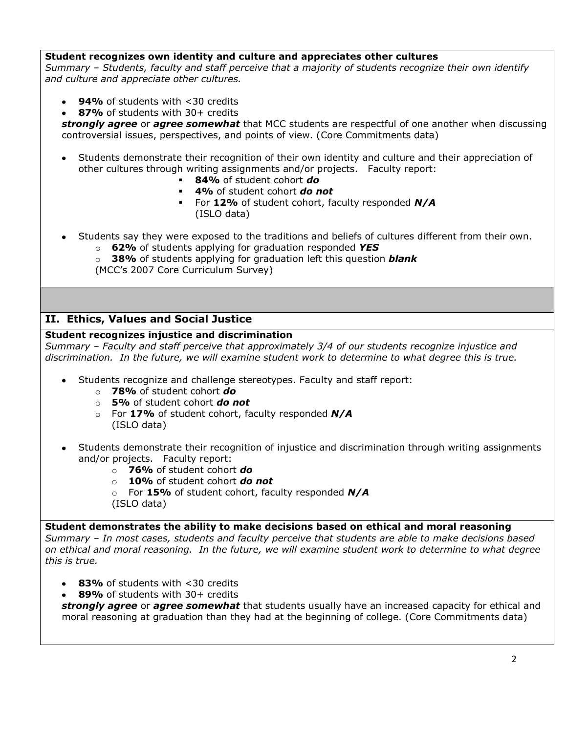**Student recognizes own identity and culture and appreciates other cultures**

*Summary – Students, faculty and staff perceive that a majority of students recognize their own identify and culture and appreciate other cultures.*

- **94%** of students with <30 credits
- **87%** of students with 30+ credits

***strongly agree*** or ***agree somewhat*** that MCC students are respectful of one another when discussing controversial issues, perspectives, and points of view. (Core Commitments data)

- Students demonstrate their recognition of their own identity and culture and their appreciation of other cultures through writing assignments and/or projects. Faculty report:
    - **84%** of student cohort ***do***
    - **4%** of student cohort ***do not***
    - For **12%** of student cohort, faculty responded ***N/A***
    (ISLO data)

- Students say they were exposed to the traditions and beliefs of cultures different from their own.
    - **62%** of students applying for graduation responded ***YES***
    - **38%** of students applying for graduation left this question ***blank***
    (MCC's 2007 Core Curriculum Survey)

## II. Ethics, Values and Social Justice

**Student recognizes injustice and discrimination**

*Summary – Faculty and staff perceive that approximately 3/4 of our students recognize injustice and discrimination. In the future, we will examine student work to determine to what degree this is true.*

- Students recognize and challenge stereotypes. Faculty and staff report:
    - **78%** of student cohort ***do***
    - **5%** of student cohort ***do not***
    - For **17%** of student cohort, faculty responded ***N/A***
    (ISLO data)

- Students demonstrate their recognition of injustice and discrimination through writing assignments and/or projects. Faculty report:
    - **76%** of student cohort ***do***
    - **10%** of student cohort ***do not***
    - For **15%** of student cohort, faculty responded ***N/A***
    (ISLO data)

**Student demonstrates the ability to make decisions based on ethical and moral reasoning**

*Summary – In most cases, students and faculty perceive that students are able to make decisions based on ethical and moral reasoning. In the future, we will examine student work to determine to what degree this is true.*

- **83%** of students with <30 credits
- **89%** of students with 30+ credits

***strongly agree*** or ***agree somewhat*** that students usually have an increased capacity for ethical and moral reasoning at graduation than they had at the beginning of college. (Core Commitments data)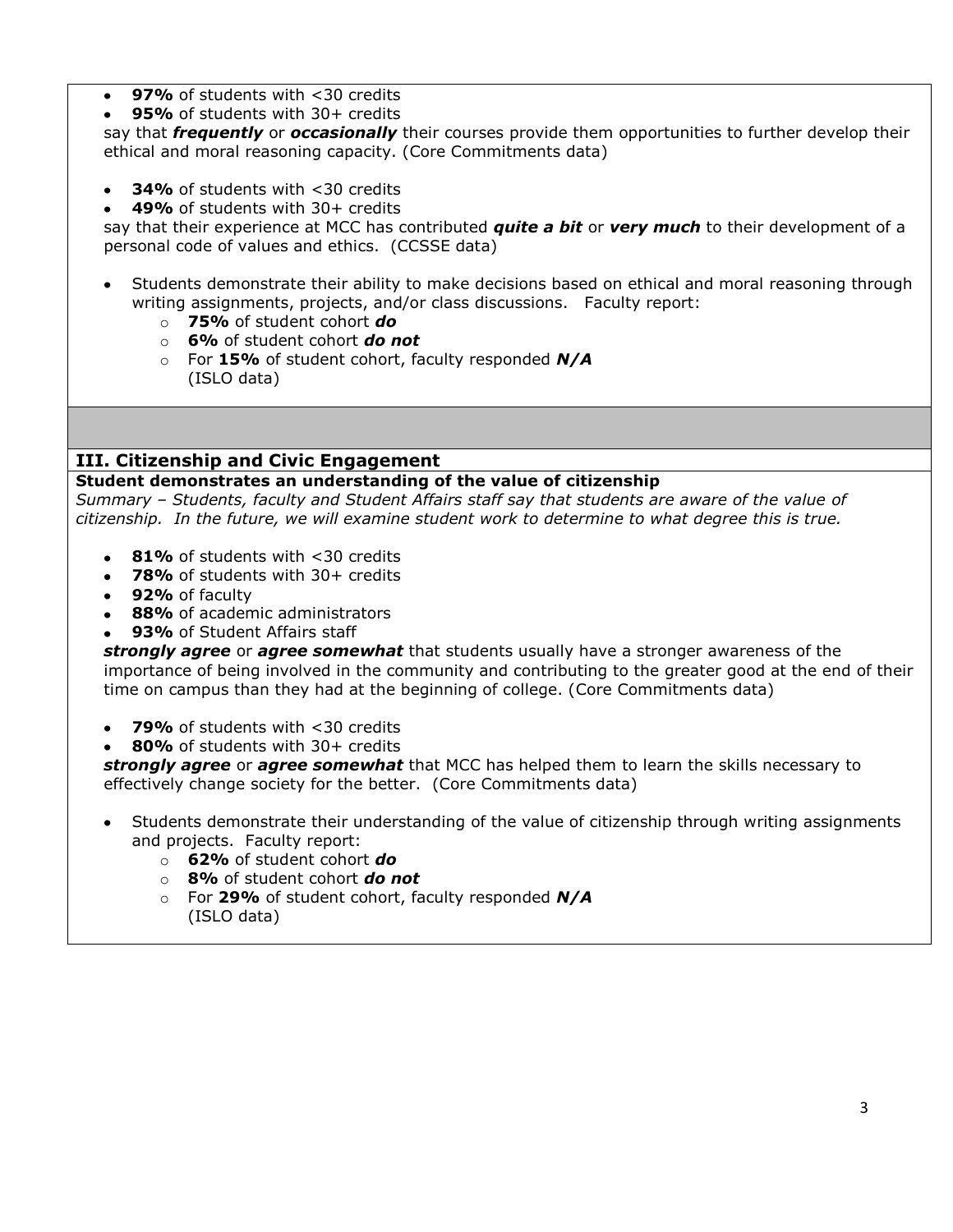- **97%** of students with <30 credits
- **95%** of students with 30+ credits

say that ***frequently*** or ***occasionally*** their courses provide them opportunities to further develop their ethical and moral reasoning capacity. (Core Commitments data)

- **34%** of students with <30 credits
- **49%** of students with 30+ credits

say that their experience at MCC has contributed ***quite a bit*** or ***very much*** to their development of a personal code of values and ethics. (CCSSE data)

- Students demonstrate their ability to make decisions based on ethical and moral reasoning through writing assignments, projects, and/or class discussions. Faculty report:
    - **75%** of student cohort ***do***
    - **6%** of student cohort ***do not***
    - For **15%** of student cohort, faculty responded ***N/A***
      (ISLO data)

## III. Citizenship and Civic Engagement

**Student demonstrates an understanding of the value of citizenship**

*Summary – Students, faculty and Student Affairs staff say that students are aware of the value of citizenship. In the future, we will examine student work to determine to what degree this is true.*

- **81%** of students with <30 credits
- **78%** of students with 30+ credits
- **92%** of faculty
- **88%** of academic administrators
- **93%** of Student Affairs staff

***strongly agree*** or ***agree somewhat*** that students usually have a stronger awareness of the importance of being involved in the community and contributing to the greater good at the end of their time on campus than they had at the beginning of college. (Core Commitments data)

- **79%** of students with <30 credits
- **80%** of students with 30+ credits

***strongly agree*** or ***agree somewhat*** that MCC has helped them to learn the skills necessary to effectively change society for the better. (Core Commitments data)

- Students demonstrate their understanding of the value of citizenship through writing assignments and projects. Faculty report:
    - **62%** of student cohort ***do***
    - **8%** of student cohort ***do not***
    - For **29%** of student cohort, faculty responded ***N/A***
      (ISLO data)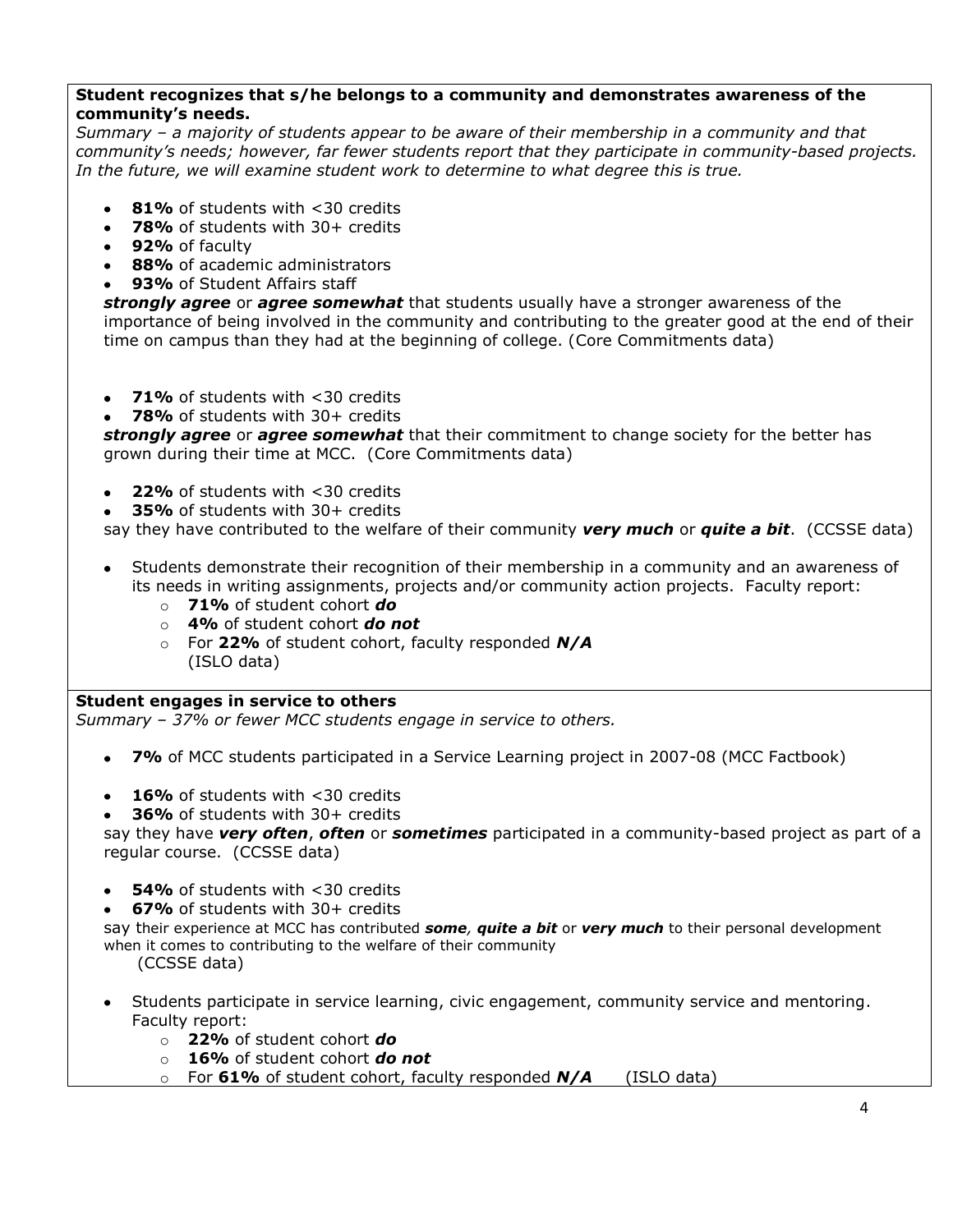**Student recognizes that s/he belongs to a community and demonstrates awareness of the community's needs.**

*Summary – a majority of students appear to be aware of their membership in a community and that community's needs; however, far fewer students report that they participate in community-based projects. In the future, we will examine student work to determine to what degree this is true.*

- **81%** of students with <30 credits
- **78%** of students with 30+ credits
- **92%** of faculty
- **88%** of academic administrators
- **93%** of Student Affairs staff

***strongly agree*** or ***agree somewhat*** that students usually have a stronger awareness of the importance of being involved in the community and contributing to the greater good at the end of their time on campus than they had at the beginning of college. (Core Commitments data)

- **71%** of students with <30 credits
- **78%** of students with 30+ credits

***strongly agree*** or ***agree somewhat*** that their commitment to change society for the better has grown during their time at MCC. (Core Commitments data)

- **22%** of students with <30 credits
- **35%** of students with 30+ credits

say they have contributed to the welfare of their community ***very much*** or ***quite a bit***. (CCSSE data)

- Students demonstrate their recognition of their membership in a community and an awareness of its needs in writing assignments, projects and/or community action projects. Faculty report:
    - **71%** of student cohort ***do***
    - **4%** of student cohort ***do not***
    - For **22%** of student cohort, faculty responded ***N/A***
      (ISLO data)

**Student engages in service to others**

*Summary – 37% or fewer MCC students engage in service to others.*

- **7%** of MCC students participated in a Service Learning project in 2007-08 (MCC Factbook)

- **16%** of students with <30 credits
- **36%** of students with 30+ credits

say they have ***very often***, ***often*** or ***sometimes*** participated in a community-based project as part of a regular course. (CCSSE data)

- **54%** of students with <30 credits
- **67%** of students with 30+ credits

say their experience at MCC has contributed ***some, quite a bit*** or ***very much*** to their personal development when it comes to contributing to the welfare of their community
(CCSSE data)

- Students participate in service learning, civic engagement, community service and mentoring. Faculty report:
    - **22%** of student cohort ***do***
    - **16%** of student cohort ***do not***
    - For **61%** of student cohort, faculty responded ***N/A*** (ISLO data)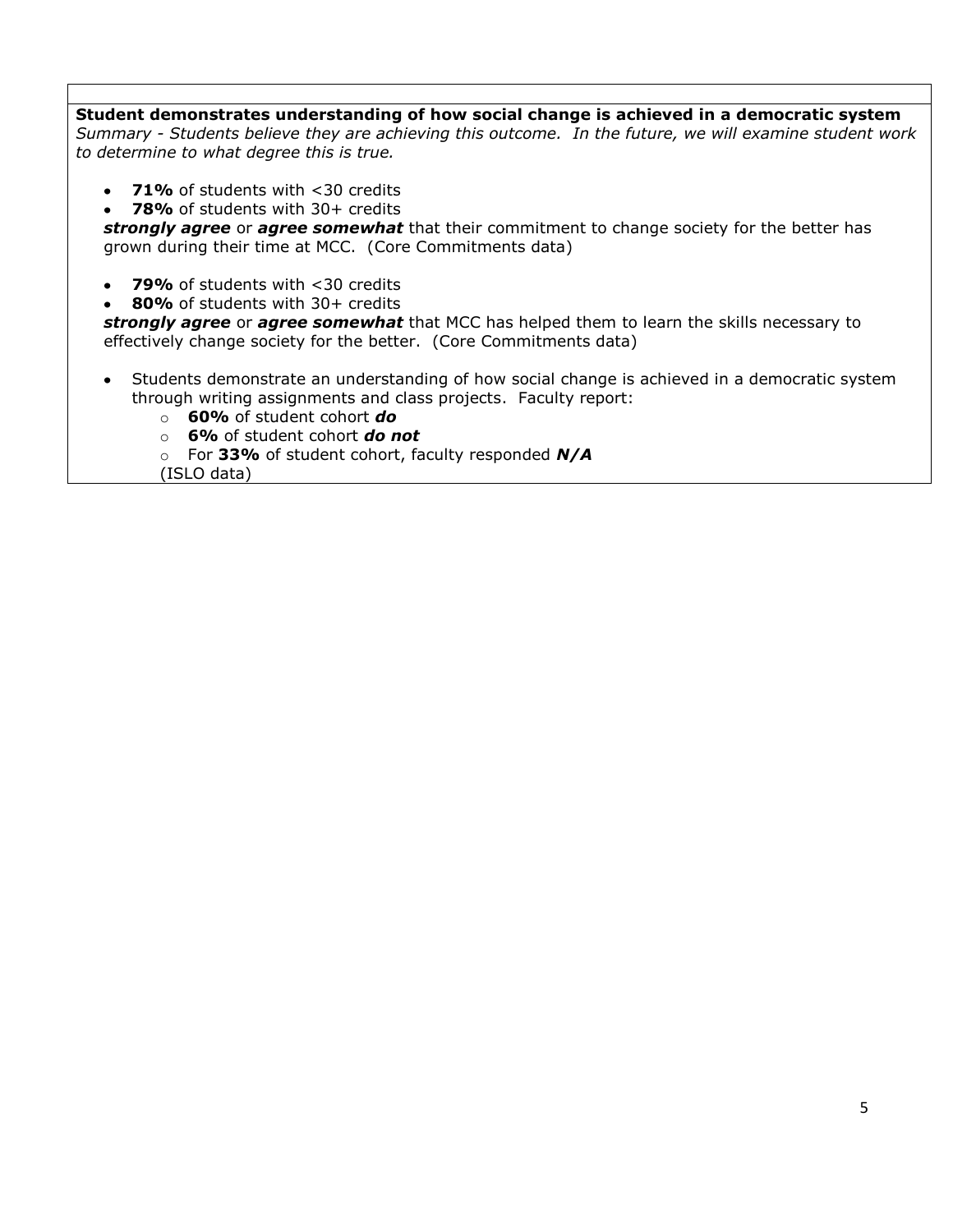**Student demonstrates understanding of how social change is achieved in a democratic system**

*Summary - Students believe they are achieving this outcome. In the future, we will examine student work to determine to what degree this is true.*

- **71%** of students with <30 credits
- **78%** of students with 30+ credits

***strongly agree*** or ***agree somewhat*** that their commitment to change society for the better has grown during their time at MCC. (Core Commitments data)

- **79%** of students with <30 credits
- **80%** of students with 30+ credits

***strongly agree*** or ***agree somewhat*** that MCC has helped them to learn the skills necessary to effectively change society for the better. (Core Commitments data)

- Students demonstrate an understanding of how social change is achieved in a democratic system through writing assignments and class projects. Faculty report:
  - **60%** of student cohort ***do***
  - **6%** of student cohort ***do not***
  - For **33%** of student cohort, faculty responded ***N/A***

  (ISLO data)